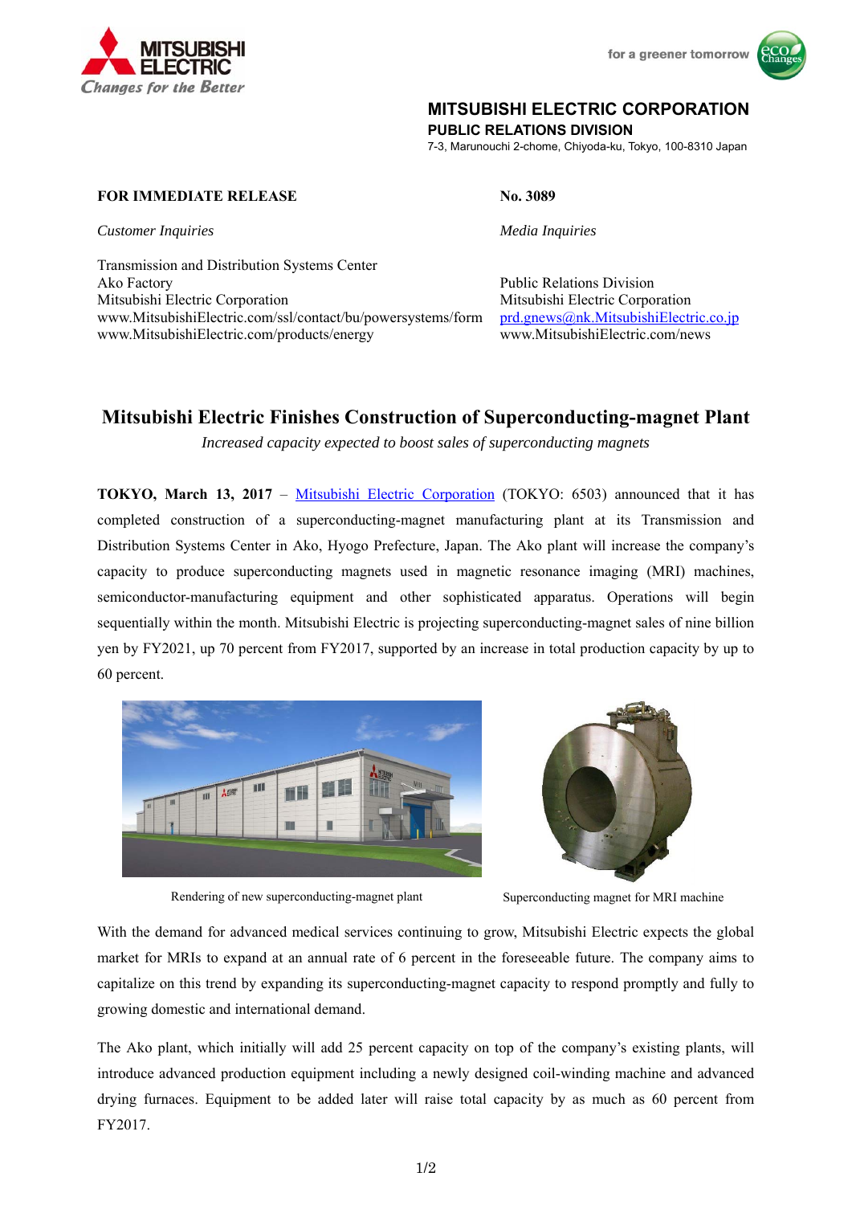MITSUBISHI ELECTRIC
Changes for the Better

for a greener tomorrow

**MITSUBISHI ELECTRIC CORPORATION**
**PUBLIC RELATIONS DIVISION**
7-3, Marunouchi 2-chome, Chiyoda-ku, Tokyo, 100-8310 Japan

**FOR IMMEDIATE RELEASE**

**No. 3089**

*Customer Inquiries*

Transmission and Distribution Systems Center
Ako Factory
Mitsubishi Electric Corporation
www.MitsubishiElectric.com/ssl/contact/bu/powersystems/form
www.MitsubishiElectric.com/products/energy

*Media Inquiries*

Public Relations Division
Mitsubishi Electric Corporation
prd.gnews@nk.MitsubishiElectric.co.jp
www.MitsubishiElectric.com/news

# Mitsubishi Electric Finishes Construction of Superconducting-magnet Plant

*Increased capacity expected to boost sales of superconducting magnets*

**TOKYO, March 13, 2017** – Mitsubishi Electric Corporation (TOKYO: 6503) announced that it has completed construction of a superconducting-magnet manufacturing plant at its Transmission and Distribution Systems Center in Ako, Hyogo Prefecture, Japan. The Ako plant will increase the company's capacity to produce superconducting magnets used in magnetic resonance imaging (MRI) machines, semiconductor-manufacturing equipment and other sophisticated apparatus. Operations will begin sequentially within the month. Mitsubishi Electric is projecting superconducting-magnet sales of nine billion yen by FY2021, up 70 percent from FY2017, supported by an increase in total production capacity by up to 60 percent.

Rendering of new superconducting-magnet plant

Superconducting magnet for MRI machine

With the demand for advanced medical services continuing to grow, Mitsubishi Electric expects the global market for MRIs to expand at an annual rate of 6 percent in the foreseeable future. The company aims to capitalize on this trend by expanding its superconducting-magnet capacity to respond promptly and fully to growing domestic and international demand.

The Ako plant, which initially will add 25 percent capacity on top of the company's existing plants, will introduce advanced production equipment including a newly designed coil-winding machine and advanced drying furnaces. Equipment to be added later will raise total capacity by as much as 60 percent from FY2017.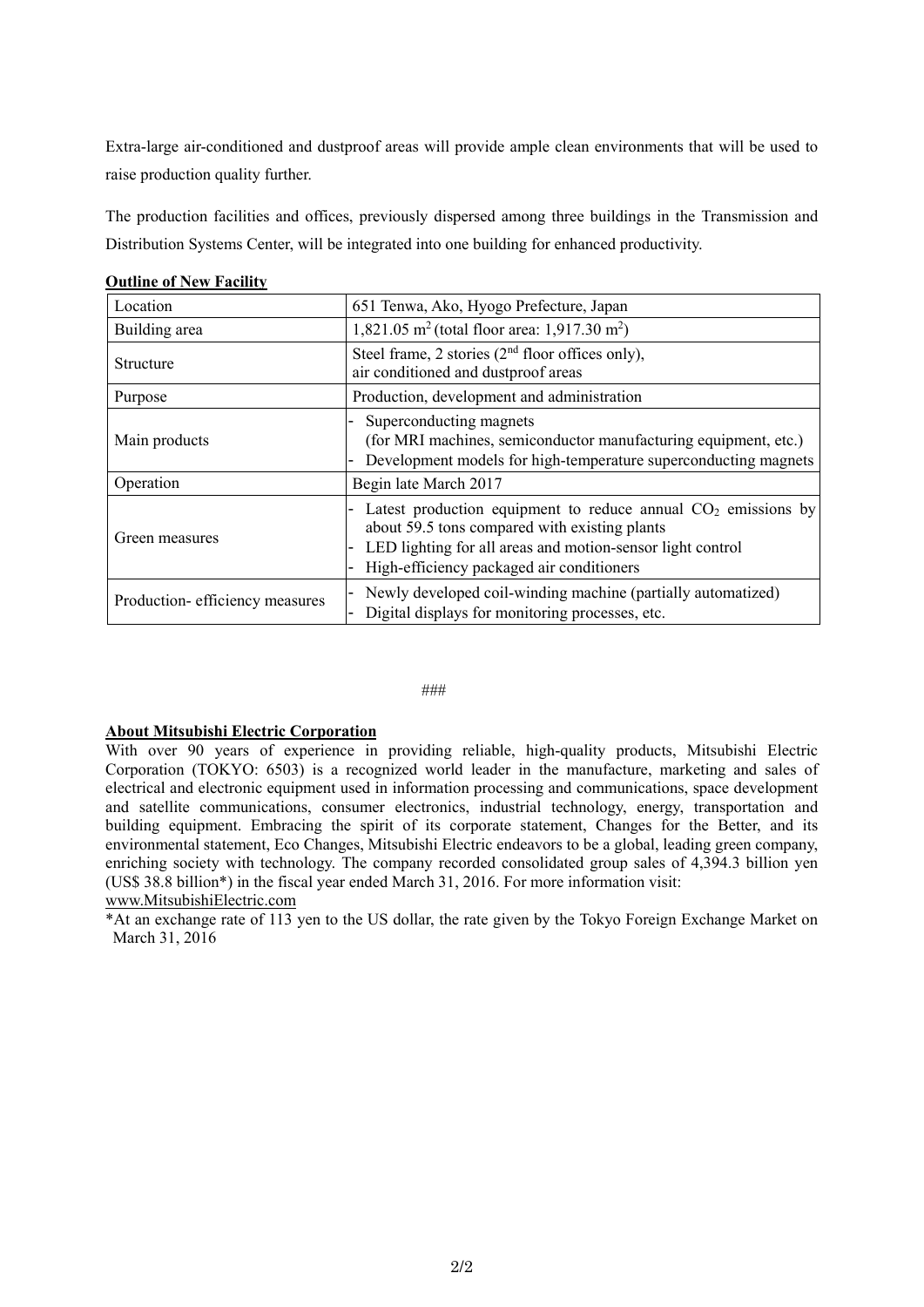Extra-large air-conditioned and dustproof areas will provide ample clean environments that will be used to raise production quality further.

The production facilities and offices, previously dispersed among three buildings in the Transmission and Distribution Systems Center, will be integrated into one building for enhanced productivity.

**Outline of New Facility**

| | |
|---|---|
| Location | 651 Tenwa, Ako, Hyogo Prefecture, Japan |
| Building area | 1,821.05 $m^2$ (total floor area: 1,917.30 $m^2$) |
| Structure | Steel frame, 2 stories ($2^{nd}$ floor offices only), air conditioned and dustproof areas |
| Purpose | Production, development and administration |
| Main products | - Superconducting magnets (for MRI machines, semiconductor manufacturing equipment, etc.)<br>- Development models for high-temperature superconducting magnets |
| Operation | Begin late March 2017 |
| Green measures | - Latest production equipment to reduce annual $CO_2$ emissions by about 59.5 tons compared with existing plants<br>- LED lighting for all areas and motion-sensor light control<br>- High-efficiency packaged air conditioners |
| Production- efficiency measures | - Newly developed coil-winding machine (partially automatized)<br>- Digital displays for monitoring processes, etc. |

###

**About Mitsubishi Electric Corporation**

With over 90 years of experience in providing reliable, high-quality products, Mitsubishi Electric Corporation (TOKYO: 6503) is a recognized world leader in the manufacture, marketing and sales of electrical and electronic equipment used in information processing and communications, space development and satellite communications, consumer electronics, industrial technology, energy, transportation and building equipment. Embracing the spirit of its corporate statement, Changes for the Better, and its environmental statement, Eco Changes, Mitsubishi Electric endeavors to be a global, leading green company, enriching society with technology. The company recorded consolidated group sales of 4,394.3 billion yen (US$ 38.8 billion*) in the fiscal year ended March 31, 2016. For more information visit: www.MitsubishiElectric.com

*At an exchange rate of 113 yen to the US dollar, the rate given by the Tokyo Foreign Exchange Market on March 31, 2016